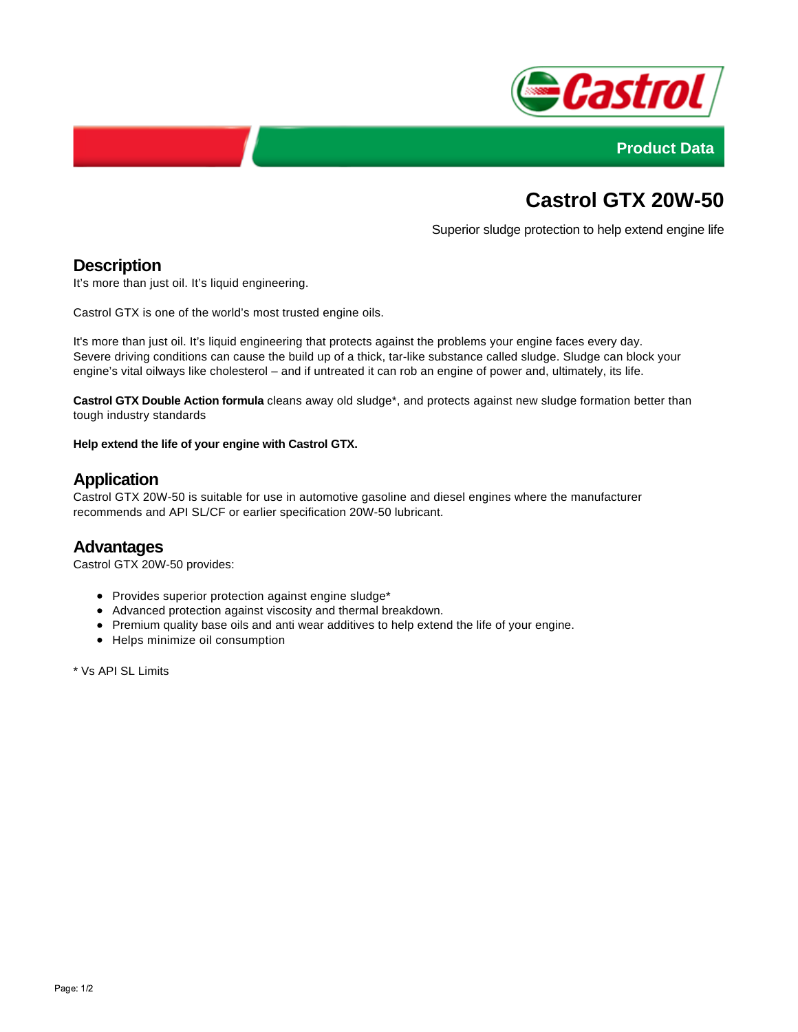Product Data

# Castrol GTX 20W-50

Superior sludge protection to help extend engine life

## Description

It's more than just oil. It's liquid engineering.

Castrol GTX is one of the world's most trusted engine oils.

It's more than just oil. It's liquid engineering that protects against the problems your engine faces every day. Severe driving conditions can cause the build up of a thick, tar-like substance called sludge. Sludge can block your engine's vital oilways like cholesterol – and if untreated it can rob an engine of power and, ultimately, its life.

**Castrol GTX Double Action formula** cleans away old sludge*, and protects against new sludge formation better than tough industry standards

**Help extend the life of your engine with Castrol GTX.**

## Application

Castrol GTX 20W-50 is suitable for use in automotive gasoline and diesel engines where the manufacturer recommends and API SL/CF or earlier specification 20W-50 lubricant.

## Advantages

Castrol GTX 20W-50 provides:

- Provides superior protection against engine sludge*
- Advanced protection against viscosity and thermal breakdown.
- Premium quality base oils and anti wear additives to help extend the life of your engine.
- Helps minimize oil consumption

* Vs API SL Limits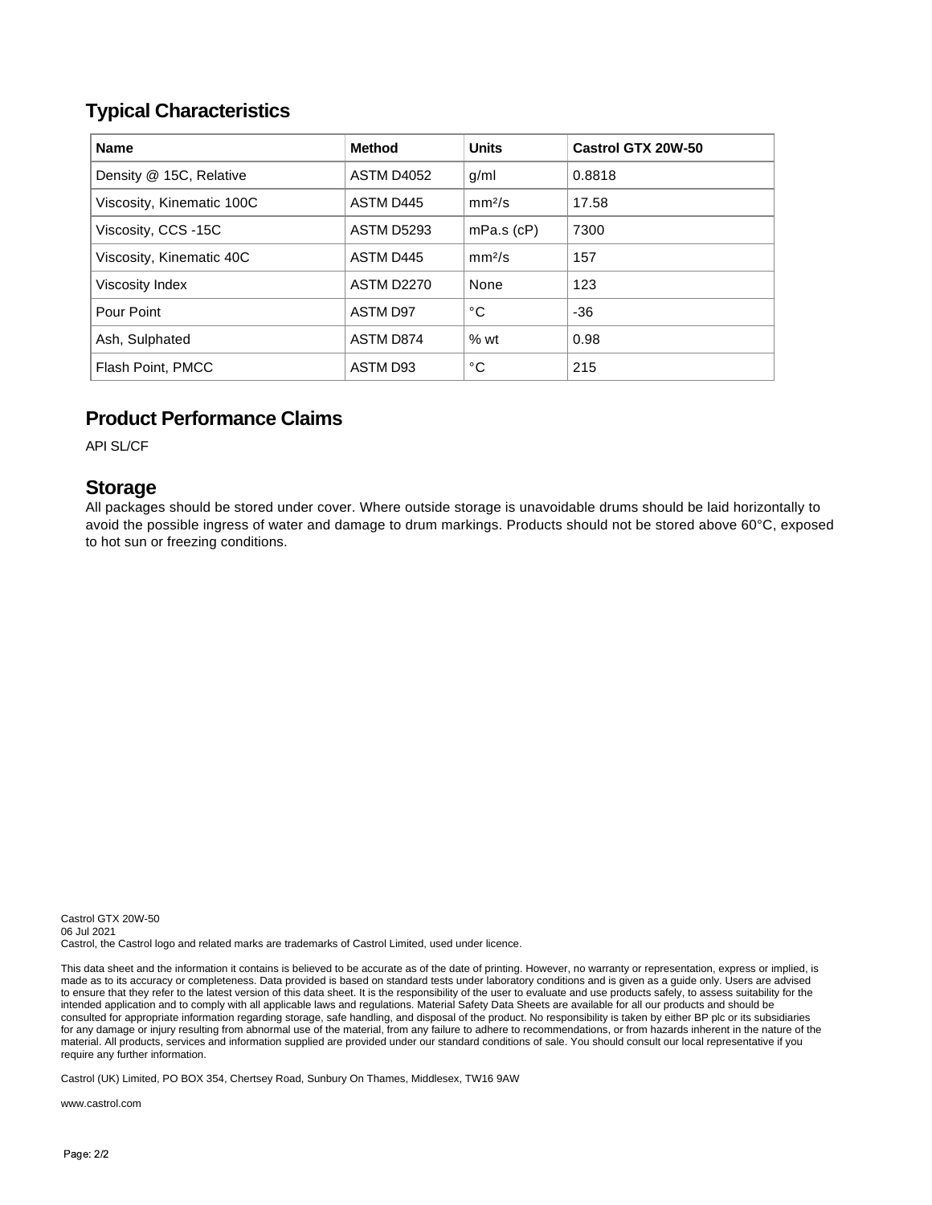## Typical Characteristics

| Name | Method | Units | Castrol GTX 20W-50 |
|---|---|---|---|
| Density @ 15C, Relative | ASTM D4052 | g/ml | 0.8818 |
| Viscosity, Kinematic 100C | ASTM D445 | $mm^2/s$ | 17.58 |
| Viscosity, CCS -15C | ASTM D5293 | mPa.s (cP) | 7300 |
| Viscosity, Kinematic 40C | ASTM D445 | $mm^2/s$ | 157 |
| Viscosity Index | ASTM D2270 | None | 123 |
| Pour Point | ASTM D97 | °C | -36 |
| Ash, Sulphated | ASTM D874 | % wt | 0.98 |
| Flash Point, PMCC | ASTM D93 | °C | 215 |

## Product Performance Claims

API SL/CF

## Storage

All packages should be stored under cover. Where outside storage is unavoidable drums should be laid horizontally to avoid the possible ingress of water and damage to drum markings. Products should not be stored above 60°C, exposed to hot sun or freezing conditions.

Castrol GTX 20W-50
06 Jul 2021
Castrol, the Castrol logo and related marks are trademarks of Castrol Limited, used under licence.

This data sheet and the information it contains is believed to be accurate as of the date of printing. However, no warranty or representation, express or implied, is made as to its accuracy or completeness. Data provided is based on standard tests under laboratory conditions and is given as a guide only. Users are advised to ensure that they refer to the latest version of this data sheet. It is the responsibility of the user to evaluate and use products safely, to assess suitability for the intended application and to comply with all applicable laws and regulations. Material Safety Data Sheets are available for all our products and should be consulted for appropriate information regarding storage, safe handling, and disposal of the product. No responsibility is taken by either BP plc or its subsidiaries for any damage or injury resulting from abnormal use of the material, from any failure to adhere to recommendations, or from hazards inherent in the nature of the material. All products, services and information supplied are provided under our standard conditions of sale. You should consult our local representative if you require any further information.

Castrol (UK) Limited, PO BOX 354, Chertsey Road, Sunbury On Thames, Middlesex, TW16 9AW

www.castrol.com